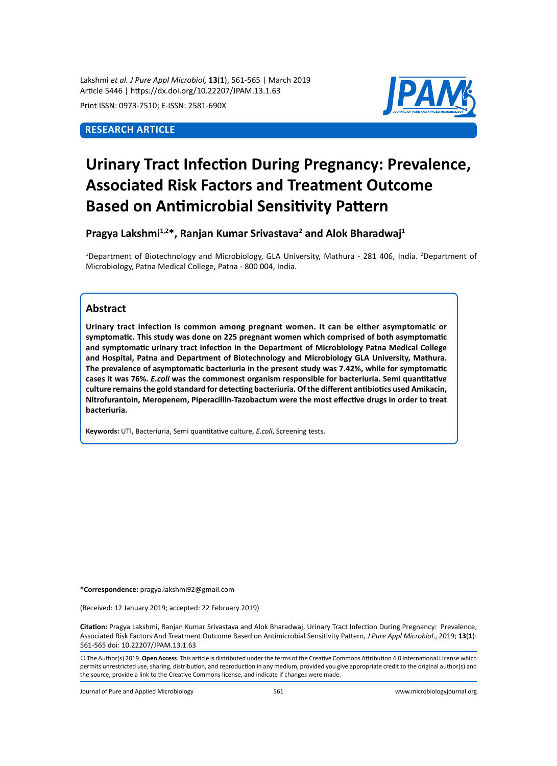RESEARCH ARTICLE

# Urinary Tract Infection During Pregnancy: Prevalence, Associated Risk Factors and Treatment Outcome Based on Antimicrobial Sensitivity Pattern

**Pragya Lakshmi[1,2]*, Ranjan Kumar Srivastava[2] and Alok Bharadwaj[1]**

[1]Department of Biotechnology and Microbiology, GLA University, Mathura - 281 406, India. [2]Department of Microbiology, Patna Medical College, Patna - 800 004, India.

## Abstract

**Urinary tract infection is common among pregnant women. It can be either asymptomatic or symptomatic. This study was done on 225 pregnant women which comprised of both asymptomatic and symptomatic urinary tract infection in the Department of Microbiology Patna Medical College and Hospital, Patna and Department of Biotechnology and Microbiology GLA University, Mathura. The prevalence of asymptomatic bacteriuria in the present study was 7.42%, while for symptomatic cases it was 76%. *E.coli* was the commonest organism responsible for bacteriuria. Semi quantitative culture remains the gold standard for detecting bacteriuria. Of the different antibiotics used Amikacin, Nitrofurantoin, Meropenem, Piperacillin-Tazobactum were the most effective drugs in order to treat bacteriuria.**

**Keywords:** UTI, Bacteriuria, Semi quantitative culture, *E.coli*, Screening tests.

**\*Correspondence:** pragya.lakshmi92@gmail.com

(Received: 12 January 2019; accepted: 22 February 2019)

**Citation:** Pragya Lakshmi, Ranjan Kumar Srivastava and Alok Bharadwaj, Urinary Tract Infection During Pregnancy: Prevalence, Associated Risk Factors And Treatment Outcome Based on Antimicrobial Sensitivity Pattern, *J Pure Appl Microbiol*., 2019; **13**(**1**): 561-565 doi: 10.22207/JPAM.13.1.63

© The Author(s) 2019. **Open Access**. This article is distributed under the terms of the Creative Commons Attribution 4.0 International License which permits unrestricted use, sharing, distribution, and reproduction in any medium, provided you give appropriate credit to the original author(s) and the source, provide a link to the Creative Commons license, and indicate if changes were made.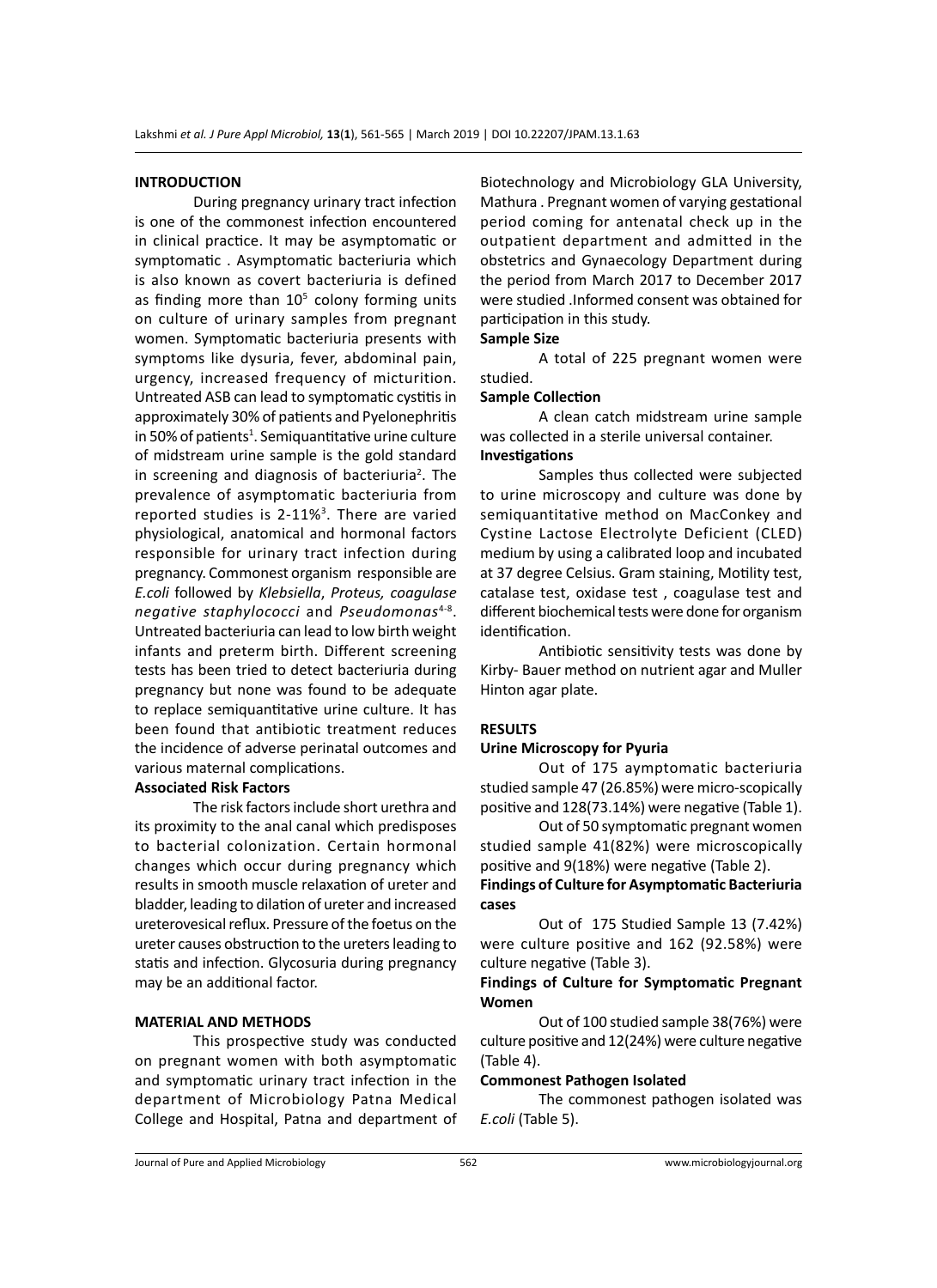## INTRODUCTION

During pregnancy urinary tract infection is one of the commonest infection encountered in clinical practice. It may be asymptomatic or symptomatic . Asymptomatic bacteriuria which is also known as covert bacteriuria is defined as finding more than $10^5$ colony forming units on culture of urinary samples from pregnant women. Symptomatic bacteriuria presents with symptoms like dysuria, fever, abdominal pain, urgency, increased frequency of micturition. Untreated ASB can lead to symptomatic cystitis in approximately 30% of patients and Pyelonephritis in 50% of patients[1]. Semiquantitative urine culture of midstream urine sample is the gold standard in screening and diagnosis of bacteriuria[2]. The prevalence of asymptomatic bacteriuria from reported studies is 2-11%[3]. There are varied physiological, anatomical and hormonal factors responsible for urinary tract infection during pregnancy. Commonest organism responsible are *E.coli* followed by *Klebsiella*, *Proteus, coagulase negative staphylococci* and *Pseudomonas*[4-8]. Untreated bacteriuria can lead to low birth weight infants and preterm birth. Different screening tests has been tried to detect bacteriuria during pregnancy but none was found to be adequate to replace semiquantitative urine culture. It has been found that antibiotic treatment reduces the incidence of adverse perinatal outcomes and various maternal complications.

### Associated Risk Factors

The risk factors include short urethra and its proximity to the anal canal which predisposes to bacterial colonization. Certain hormonal changes which occur during pregnancy which results in smooth muscle relaxation of ureter and bladder, leading to dilation of ureter and increased ureterovesical reflux. Pressure of the foetus on the ureter causes obstruction to the ureters leading to statis and infection. Glycosuria during pregnancy may be an additional factor.

## MATERIAL AND METHODS

This prospective study was conducted on pregnant women with both asymptomatic and symptomatic urinary tract infection in the department of Microbiology Patna Medical College and Hospital, Patna and department of Biotechnology and Microbiology GLA University, Mathura . Pregnant women of varying gestational period coming for antenatal check up in the outpatient department and admitted in the obstetrics and Gynaecology Department during the period from March 2017 to December 2017 were studied .Informed consent was obtained for participation in this study.

### Sample Size

A total of 225 pregnant women were studied.

### Sample Collection

A clean catch midstream urine sample was collected in a sterile universal container.

### Investigations

Samples thus collected were subjected to urine microscopy and culture was done by semiquantitative method on MacConkey and Cystine Lactose Electrolyte Deficient (CLED) medium by using a calibrated loop and incubated at 37 degree Celsius. Gram staining, Motility test, catalase test, oxidase test , coagulase test and different biochemical tests were done for organism identification.

Antibiotic sensitivity tests was done by Kirby- Bauer method on nutrient agar and Muller Hinton agar plate.

## RESULTS

### Urine Microscopy for Pyuria

Out of 175 aymptomatic bacteriuria studied sample 47 (26.85%) were micro-scopically positive and 128(73.14%) were negative (Table 1).

Out of 50 symptomatic pregnant women studied sample 41(82%) were microscopically positive and 9(18%) were negative (Table 2).

### Findings of Culture for Asymptomatic Bacteriuria cases

Out of 175 Studied Sample 13 (7.42%) were culture positive and 162 (92.58%) were culture negative (Table 3).

### Findings of Culture for Symptomatic Pregnant Women

Out of 100 studied sample 38(76%) were culture positive and 12(24%) were culture negative (Table 4).

### Commonest Pathogen Isolated

The commonest pathogen isolated was *E.coli* (Table 5).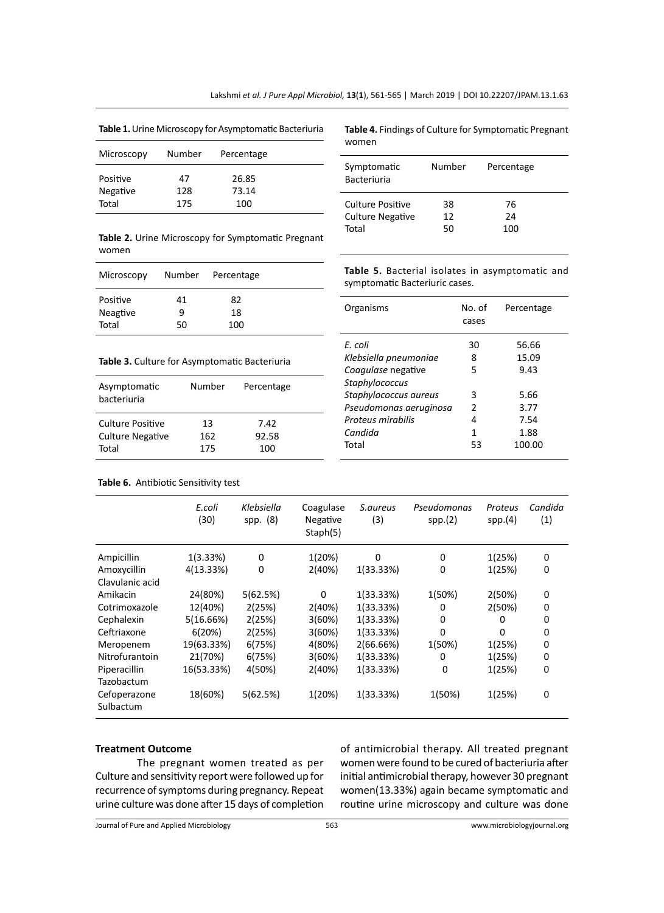**Table 1.** Urine Microscopy for Asymptomatic Bacteriuria

| Microscopy | Number | Percentage |
|---|---|---|
| Positive | 47 | 26.85 |
| Negative | 128 | 73.14 |
| Total | 175 | 100 |

**Table 2.** Urine Microscopy for Symptomatic Pregnant women

| Microscopy | Number | Percentage |
|---|---|---|
| Positive | 41 | 82 |
| Neagtive | 9 | 18 |
| Total | 50 | 100 |

**Table 3.** Culture for Asymptomatic Bacteriuria

| Asymptomatic bacteriuria | Number | Percentage |
|---|---|---|
| Culture Positive | 13 | 7.42 |
| Culture Negative | 162 | 92.58 |
| Total | 175 | 100 |

**Table 4.** Findings of Culture for Symptomatic Pregnant women

| Symptomatic Bacteriuria | Number | Percentage |
|---|---|---|
| Culture Positive | 38 | 76 |
| Culture Negative | 12 | 24 |
| Total | 50 | 100 |

**Table 5.** Bacterial isolates in asymptomatic and symptomatic Bacteriuric cases.

| Organisms | No. of cases | Percentage |
|---|---|---|
| *E. coli* | 30 | 56.66 |
| *Klebsiella pneumoniae* | 8 | 15.09 |
| *Coagulase* negative *Staphylococcus* | 5 | 9.43 |
| *Staphylococcus aureus* | 3 | 5.66 |
| *Pseudomonas aeruginosa* | 2 | 3.77 |
| *Proteus mirabilis* | 4 | 7.54 |
| *Candida* | 1 | 1.88 |
| Total | 53 | 100.00 |

**Table 6.** Antibiotic Sensitivity test

| | *E.coli* (30) | *Klebsiella* spp. (8) | Coagulase Negative Staph(5) | *S.aureus* (3) | *Pseudomonas* spp.(2) | *Proteus* spp.(4) | *Candida* (1) |
|---|---|---|---|---|---|---|---|
| Ampicillin | 1(3.33%) | 0 | 1(20%) | 0 | 0 | 1(25%) | 0 |
| Amoxycillin Clavulanic acid | 4(13.33%) | 0 | 2(40%) | 1(33.33%) | 0 | 1(25%) | 0 |
| Amikacin | 24(80%) | 5(62.5%) | 0 | 1(33.33%) | 1(50%) | 2(50%) | 0 |
| Cotrimoxazole | 12(40%) | 2(25%) | 2(40%) | 1(33.33%) | 0 | 2(50%) | 0 |
| Cephalexin | 5(16.66%) | 2(25%) | 3(60%) | 1(33.33%) | 0 | 0 | 0 |
| Ceftriaxone | 6(20%) | 2(25%) | 3(60%) | 1(33.33%) | 0 | 0 | 0 |
| Meropenem | 19(63.33%) | 6(75%) | 4(80%) | 2(66.66%) | 1(50%) | 1(25%) | 0 |
| Nitrofurantoin | 21(70%) | 6(75%) | 3(60%) | 1(33.33%) | 0 | 1(25%) | 0 |
| Piperacillin Tazobactum | 16(53.33%) | 4(50%) | 2(40%) | 1(33.33%) | 0 | 1(25%) | 0 |
| Cefoperazone Sulbactum | 18(60%) | 5(62.5%) | 1(20%) | 1(33.33%) | 1(50%) | 1(25%) | 0 |

### Treatment Outcome

The pregnant women treated as per Culture and sensitivity report were followed up for recurrence of symptoms during pregnancy. Repeat urine culture was done after 15 days of completion of antimicrobial therapy. All treated pregnant women were found to be cured of bacteriuria after initial antimicrobial therapy, however 30 pregnant women(13.33%) again became symptomatic and routine urine microscopy and culture was done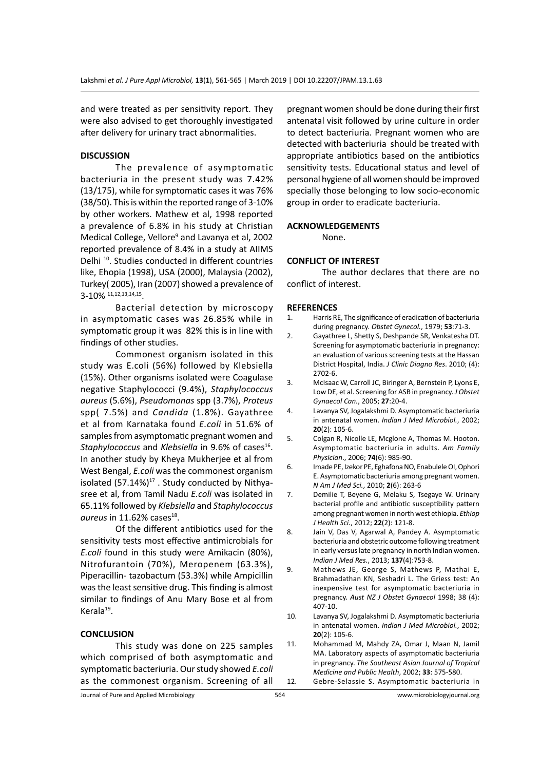and were treated as per sensitivity report. They were also advised to get thoroughly investigated after delivery for urinary tract abnormalities.

## DISCUSSION

The prevalence of asymptomatic bacteriuria in the present study was 7.42% (13/175), while for symptomatic cases it was 76% (38/50). This is within the reported range of 3-10% by other workers. Mathew et al, 1998 reported a prevalence of 6.8% in his study at Christian Medical College, Vellore[9] and Lavanya et al, 2002 reported prevalence of 8.4% in a study at AIIMS Delhi [10]. Studies conducted in different countries like, Ehopia (1998), USA (2000), Malaysia (2002), Turkey( 2005), Iran (2007) showed a prevalence of 3-10% [11,12,13,14,15].

Bacterial detection by microscopy in asymptomatic cases was 26.85% while in symptomatic group it was 82% this is in line with findings of other studies.

Commonest organism isolated in this study was E.coli (56%) followed by Klebsiella (15%). Other organisms isolated were Coagulase negative Staphylococci (9.4%), *Staphylococcus aureus* (5.6%), *Pseudomonas* spp (3.7%), *Proteus* spp( 7.5%) and *Candida* (1.8%). Gayathree et al from Karnataka found *E.coli* in 51.6% of samples from asymptomatic pregnant women and *Staphylococcus* and *Klebsiella* in 9.6% of cases[16]. In another study by Kheya Mukherjee et al from West Bengal, *E.coli* was the commonest organism isolated (57.14%)[17] . Study conducted by Nithyasree et al, from Tamil Nadu *E.coli* was isolated in 65.11% followed by *Klebsiella* and *Staphylococcus aureus* in 11.62% cases[18].

Of the different antibiotics used for the sensitivity tests most effective antimicrobials for *E.coli* found in this study were Amikacin (80%), Nitrofurantoin (70%), Meropenem (63.3%), Piperacillin- tazobactum (53.3%) while Ampicillin was the least sensitive drug. This finding is almost similar to findings of Anu Mary Bose et al from Kerala[19].

## CONCLUSION

This study was done on 225 samples which comprised of both asymptomatic and symptomatic bacteriuria. Our study showed *E.coli* as the commonest organism. Screening of all pregnant women should be done during their first antenatal visit followed by urine culture in order to detect bacteriuria. Pregnant women who are detected with bacteriuria should be treated with appropriate antibiotics based on the antibiotics sensitivity tests. Educational status and level of personal hygiene of all women should be improved specially those belonging to low socio-economic group in order to eradicate bacteriuria.

## ACKNOWLEDGEMENTS

None.

## CONFLICT OF INTEREST

The author declares that there are no conflict of interest.

## REFERENCES

1. Harris RE, The significance of eradication of bacteriuria during pregnancy. *Obstet Gynecol.*, 1979; **53**:71-3.
2. Gayathree L, Shetty S, Deshpande SR, Venkatesha DT. Screening for asymptomatic bacteriuria in pregnancy: an evaluation of various screening tests at the Hassan District Hospital, India. *J Clinic Diagno Res*. 2010; (4): 2702-6.
3. McIsaac W, Carroll JC, Biringer A, Bernstein P, Lyons E, Low DE, et al. Screening for ASB in pregnancy. *J Obstet Gynaecol Can.*, 2005; **27**:20-4.
4. Lavanya SV, Jogalakshmi D. Asymptomatic bacteriuria in antenatal women. *Indian J Med Microbiol.*, 2002; **20**(2): 105-6.
5. Colgan R, Nicolle LE, Mcglone A, Thomas M. Hooton. Asymptomatic bacteriuria in adults. *Am Family Physician*., 2006; **74**(6): 985-90.
6. Imade PE, Izekor PE, Eghafona NO, Enabulele OI, Ophori E. Asymptomatic bacteriuria among pregnant women. *N Am J Med Sci.*, 2010; **2**(6): 263-6
7. Demilie T, Beyene G, Melaku S, Tsegaye W. Urinary bacterial profile and antibiotic susceptibility pattern among pregnant women in north west ethiopia. *Ethiop J Health Sci.*, 2012; **22**(2): 121-8.
8. Jain V, Das V, Agarwal A, Pandey A. Asymptomatic bacteriuria and obstetric outcome following treatment in early versus late pregnancy in north Indian women. *Indian J Med Res.*, 2013; **137**(4):753-8.
9. Mathews JE, George S, Mathews P, Mathai E, Brahmadathan KN, Seshadri L. The Griess test: An inexpensive test for asymptomatic bacteriuria in pregnancy. *Aust NZ J Obstet Gynaecol* 1998; 38 (4): 407-10.
10. Lavanya SV, Jogalakshmi D. Asymptomatic bacteriuria in antenatal women. *Indian J Med Microbiol.*, 2002; **20**(2): 105-6.
11. Mohammad M, Mahdy ZA, Omar J, Maan N, Jamil MA. Laboratory aspects of asymptomatic bacteriuria in pregnancy. *The Southeast Asian Journal of Tropical Medicine and Public Health*, 2002; **33**: 575-580.
12. Gebre-Selassie S. Asymptomatic bacteriuria in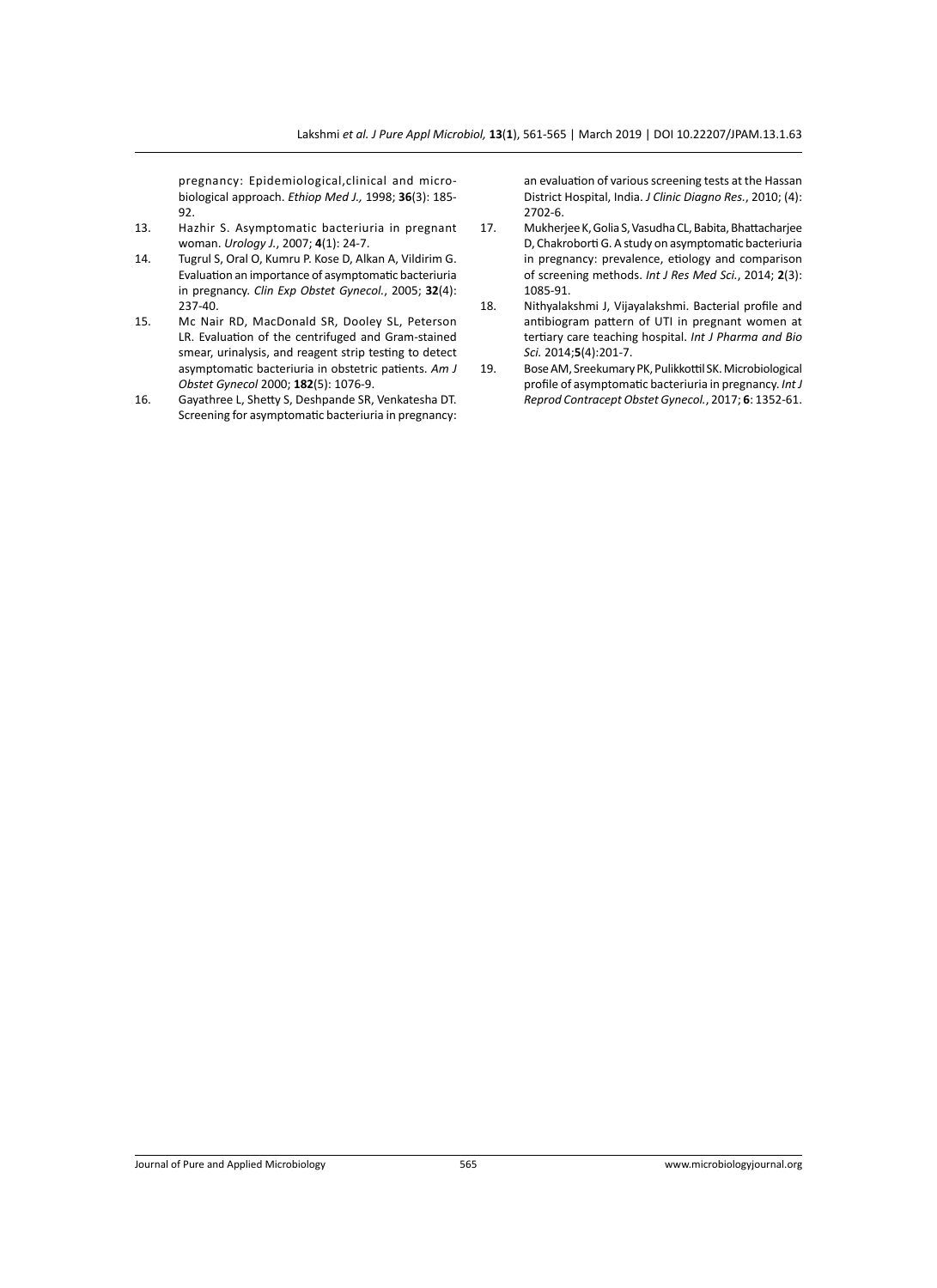pregnancy: Epidemiological,clinical and microbiological approach. *Ethiop Med J.,* 1998; **36**(3): 185-92.

13. Hazhir S. Asymptomatic bacteriuria in pregnant woman. *Urology J.*, 2007; **4**(1): 24-7.
14. Tugrul S, Oral O, Kumru P. Kose D, Alkan A, Vildirim G. Evaluation an importance of asymptomatic bacteriuria in pregnancy. *Clin Exp Obstet Gynecol.*, 2005; **32**(4): 237-40.
15. Mc Nair RD, MacDonald SR, Dooley SL, Peterson LR. Evaluation of the centrifuged and Gram-stained smear, urinalysis, and reagent strip testing to detect asymptomatic bacteriuria in obstetric patients. *Am J Obstet Gynecol* 2000; **182**(5): 1076-9.
16. Gayathree L, Shetty S, Deshpande SR, Venkatesha DT. Screening for asymptomatic bacteriuria in pregnancy: an evaluation of various screening tests at the Hassan District Hospital, India. *J Clinic Diagno Res.*, 2010; (4): 2702-6.
17. Mukherjee K, Golia S, Vasudha CL, Babita, Bhattacharjee D, Chakroborti G. A study on asymptomatic bacteriuria in pregnancy: prevalence, etiology and comparison of screening methods. *Int J Res Med Sci.*, 2014; **2**(3): 1085-91.
18. Nithyalakshmi J, Vijayalakshmi. Bacterial profile and antibiogram pattern of UTI in pregnant women at tertiary care teaching hospital. *Int J Pharma and Bio Sci.* 2014;**5**(4):201-7.
19. Bose AM, Sreekumary PK, Pulikkottil SK. Microbiological profile of asymptomatic bacteriuria in pregnancy. *Int J Reprod Contracept Obstet Gynecol.*, 2017; **6**: 1352-61.